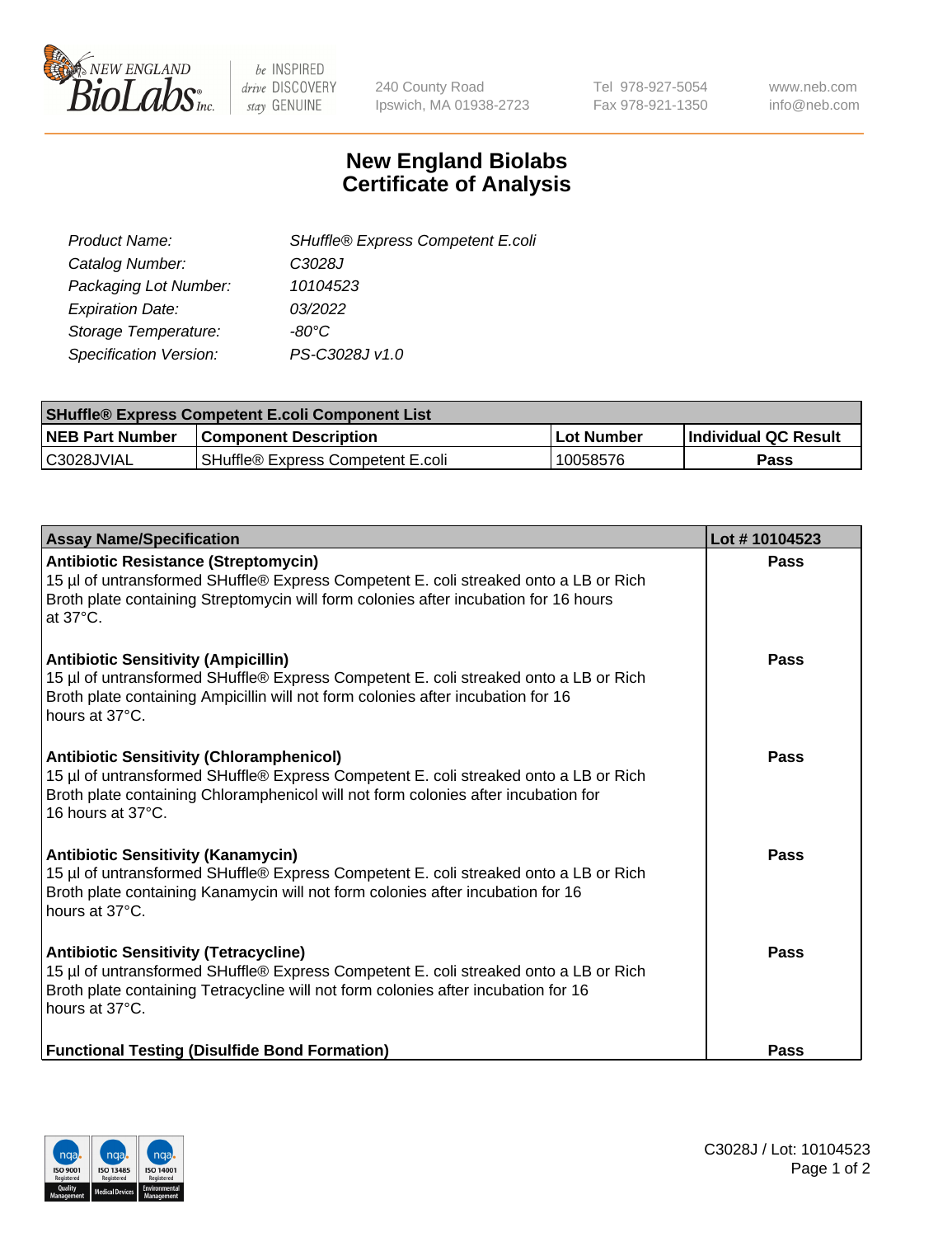# New England Biolabs Certificate of Analysis

| | |
|---|---|
| *Product Name:* | *SHuffle® Express Competent E.coli* |
| *Catalog Number:* | *C3028J* |
| *Packaging Lot Number:* | *10104523* |
| *Expiration Date:* | *03/2022* |
| *Storage Temperature:* | *-80°C* |
| *Specification Version:* | *PS-C3028J v1.0* |

| SHuffle® Express Competent E.coli Component List | | | |
|---|---|---|---|
| **NEB Part Number** | **Component Description** | **Lot Number** | **Individual QC Result** |
| C3028JVIAL | SHuffle® Express Competent E.coli | 10058576 | **Pass** |

| Assay Name/Specification | Lot # 10104523 |
|---|---|
| **Antibiotic Resistance (Streptomycin)**<br>15 µl of untransformed SHuffle® Express Competent E. coli streaked onto a LB or Rich Broth plate containing Streptomycin will form colonies after incubation for 16 hours at 37°C. | **Pass** |
| **Antibiotic Sensitivity (Ampicillin)**<br>15 µl of untransformed SHuffle® Express Competent E. coli streaked onto a LB or Rich Broth plate containing Ampicillin will not form colonies after incubation for 16 hours at 37°C. | **Pass** |
| **Antibiotic Sensitivity (Chloramphenicol)**<br>15 µl of untransformed SHuffle® Express Competent E. coli streaked onto a LB or Rich Broth plate containing Chloramphenicol will not form colonies after incubation for 16 hours at 37°C. | **Pass** |
| **Antibiotic Sensitivity (Kanamycin)**<br>15 µl of untransformed SHuffle® Express Competent E. coli streaked onto a LB or Rich Broth plate containing Kanamycin will not form colonies after incubation for 16 hours at 37°C. | **Pass** |
| **Antibiotic Sensitivity (Tetracycline)**<br>15 µl of untransformed SHuffle® Express Competent E. coli streaked onto a LB or Rich Broth plate containing Tetracycline will not form colonies after incubation for 16 hours at 37°C. | **Pass** |
| **Functional Testing (Disulfide Bond Formation)** | **Pass** |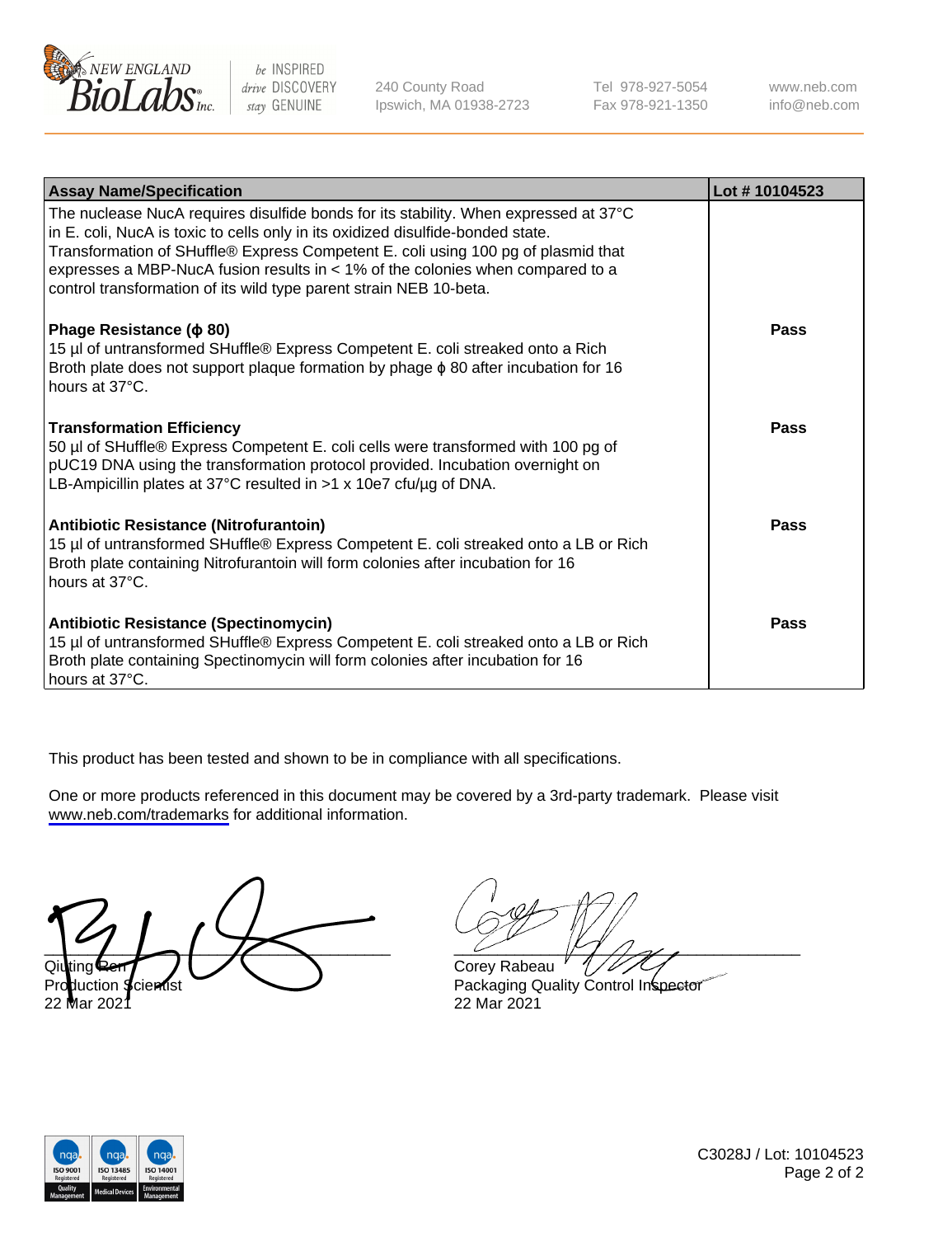| Assay Name/Specification | Lot # 10104523 |
|---|---|
| The nuclease NucA requires disulfide bonds for its stability. When expressed at 37°C in E. coli, NucA is toxic to cells only in its oxidized disulfide-bonded state. Transformation of SHuffle® Express Competent E. coli using 100 pg of plasmid that expresses a MBP-NucA fusion results in < 1% of the colonies when compared to a control transformation of its wild type parent strain NEB 10-beta. | |
| **Phage Resistance (ϕ 80)**<br>15 µl of untransformed SHuffle® Express Competent E. coli streaked onto a Rich Broth plate does not support plaque formation by phage ϕ 80 after incubation for 16 hours at 37°C. | **Pass** |
| **Transformation Efficiency**<br>50 µl of SHuffle® Express Competent E. coli cells were transformed with 100 pg of pUC19 DNA using the transformation protocol provided. Incubation overnight on LB-Ampicillin plates at 37°C resulted in >1 x 10e7 cfu/µg of DNA. | **Pass** |
| **Antibiotic Resistance (Nitrofurantoin)**<br>15 µl of untransformed SHuffle® Express Competent E. coli streaked onto a LB or Rich Broth plate containing Nitrofurantoin will form colonies after incubation for 16 hours at 37°C. | **Pass** |
| **Antibiotic Resistance (Spectinomycin)**<br>15 µl of untransformed SHuffle® Express Competent E. coli streaked onto a LB or Rich Broth plate containing Spectinomycin will form colonies after incubation for 16 hours at 37°C. | **Pass** |

This product has been tested and shown to be in compliance with all specifications.

One or more products referenced in this document may be covered by a 3rd-party trademark. Please visit www.neb.com/trademarks for additional information.

Qiuting Ren
Production Scientist
22 Mar 2021

Corey Rabeau
Packaging Quality Control Inspector
22 Mar 2021

C3028J / Lot: 10104523